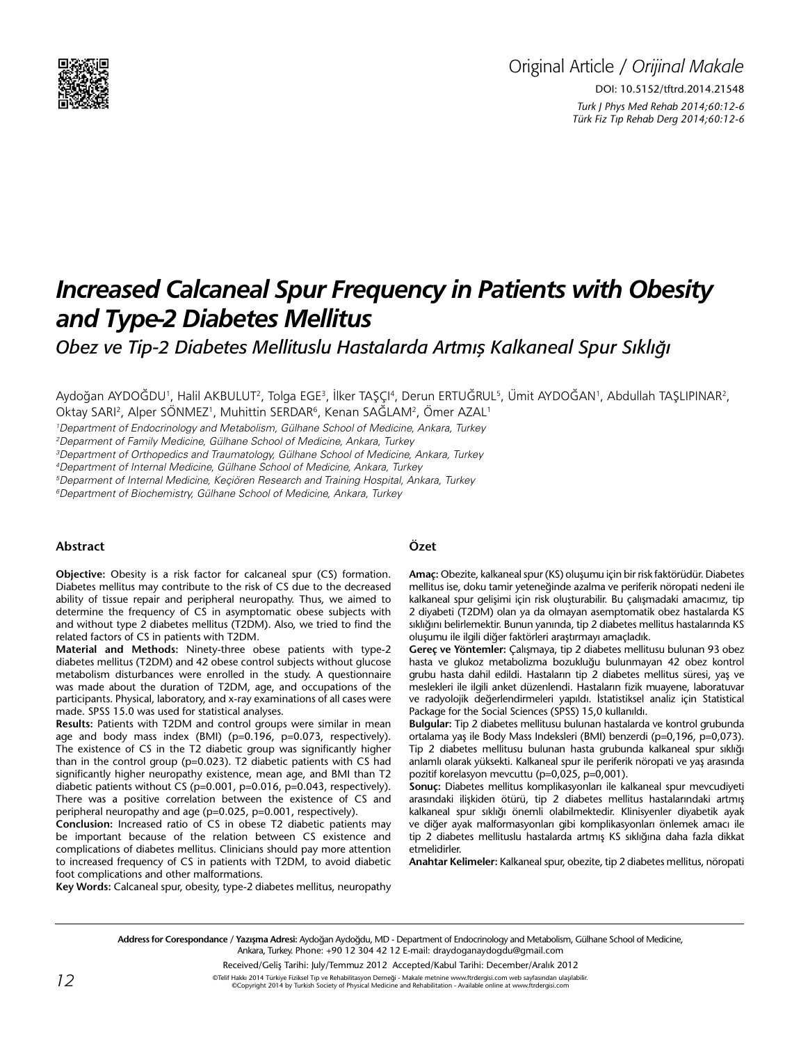Original Article / *Orijinal Makale*

DOI: 10.5152/tftrd.2014.21548

# *Increased Calcaneal Spur Frequency in Patients with Obesity and Type-2 Diabetes Mellitus*

## *Obez ve Tip-2 Diabetes Mellituslu Hastalarda Artmış Kalkaneal Spur Sıklığı*

Aydoğan AYDOĞDU[1], Halil AKBULUT[2], Tolga EGE[3], İlker TAŞÇI[4], Derun ERTUĞRUL[5], Ümit AYDOĞAN[1], Abdullah TAŞLIPINAR[2], Oktay SARI[2], Alper SÖNMEZ[1], Muhittin SERDAR[6], Kenan SAĞLAM[2], Ömer AZAL[1]

[1]*Department of Endocrinology and Metabolism, Gülhane School of Medicine, Ankara, Turkey*
[2]*Deparment of Family Medicine, Gülhane School of Medicine, Ankara, Turkey*
[3]*Department of Orthopedics and Traumatology, Gülhane School of Medicine, Ankara, Turkey*
[4]*Department of Internal Medicine, Gülhane School of Medicine, Ankara, Turkey*
[5]*Deparment of Internal Medicine, Keçiören Research and Training Hospital, Ankara, Turkey*
[6]*Department of Biochemistry, Gülhane School of Medicine, Ankara, Turkey*

### Abstract

**Objective:** Obesity is a risk factor for calcaneal spur (CS) formation. Diabetes mellitus may contribute to the risk of CS due to the decreased ability of tissue repair and peripheral neuropathy. Thus, we aimed to determine the frequency of CS in asymptomatic obese subjects with and without type 2 diabetes mellitus (T2DM). Also, we tried to find the related factors of CS in patients with T2DM.

**Material and Methods:** Ninety-three obese patients with type-2 diabetes mellitus (T2DM) and 42 obese control subjects without glucose metabolism disturbances were enrolled in the study. A questionnaire was made about the duration of T2DM, age, and occupations of the participants. Physical, laboratory, and x-ray examinations of all cases were made. SPSS 15.0 was used for statistical analyses.

**Results:** Patients with T2DM and control groups were similar in mean age and body mass index (BMI) ($p=0.196$, $p=0.073$, respectively). The existence of CS in the T2 diabetic group was significantly higher than in the control group ($p=0.023$). T2 diabetic patients with CS had significantly higher neuropathy existence, mean age, and BMI than T2 diabetic patients without CS ($p=0.001$, $p=0.016$, $p=0.043$, respectively). There was a positive correlation between the existence of CS and peripheral neuropathy and age ($p=0.025$, $p=0.001$, respectively).

**Conclusion:** Increased ratio of CS in obese T2 diabetic patients may be important because of the relation between CS existence and complications of diabetes mellitus. Clinicians should pay more attention to increased frequency of CS in patients with T2DM, to avoid diabetic foot complications and other malformations.

**Key Words:** Calcaneal spur, obesity, type-2 diabetes mellitus, neuropathy

### Özet

**Amaç:** Obezite, kalkaneal spur (KS) oluşumu için bir risk faktörüdür. Diabetes mellitus ise, doku tamir yeteneğinde azalma ve periferik nöropati nedeni ile kalkaneal spur gelişimi için risk oluşturabilir. Bu çalışmadaki amacımız, tip 2 diyabeti (T2DM) olan ya da olmayan asemptomatik obez hastalarda KS sıklığını belirlemektir. Bunun yanında, tip 2 diabetes mellitus hastalarında KS oluşumu ile ilgili diğer faktörleri araştırmayı amaçladık.

**Gereç ve Yöntemler:** Çalışmaya, tip 2 diabetes mellitusu bulunan 93 obez hasta ve glukoz metabolizma bozukluğu bulunmayan 42 obez kontrol grubu hasta dahil edildi. Hastaların tip 2 diabetes mellitus süresi, yaş ve meslekleri ile ilgili anket düzenlendi. Hastaların fizik muayene, laboratuvar ve radyolojik değerlendirmeleri yapıldı. İstatistiksel analiz için Statistical Package for the Social Sciences (SPSS) 15,0 kullanıldı.

**Bulgular:** Tip 2 diabetes mellitusu bulunan hastalarda ve kontrol grubunda ortalama yaş ile Body Mass Indeksleri (BMI) benzerdi (p=0,196, p=0,073). Tip 2 diabetes mellitusu bulunan hasta grubunda kalkaneal spur sıklığı anlamlı olarak yüksekti. Kalkaneal spur ile periferik nöropati ve yaş arasında pozitif korelasyon mevcuttu (p=0,025, p=0,001).

**Sonuç:** Diabetes mellitus komplikasyonları ile kalkaneal spur mevcudiyeti arasındaki ilişkiden ötürü, tip 2 diabetes mellitus hastalarındaki artmış kalkaneal spur sıklığı önemli olabilmektedir. Klinisyenler diyabetik ayak ve diğer ayak malformasyonları gibi komplikasyonları önlemek amacı ile tip 2 diabetes mellituslu hastalarda artmış KS sıklığına daha fazla dikkat etmelidirler.

**Anahtar Kelimeler:** Kalkaneal spur, obezite, tip 2 diabetes mellitus, nöropati

**Address for Corespondance / Yazışma Adresi:** Aydoğan Aydoğdu, MD - Department of Endocrinology and Metabolism, Gülhane School of Medicine, Ankara, Turkey. Phone: +90 12 304 42 12 E-mail: draydoganaydogdu@gmail.com

Received/Geliş Tarihi: July/Temmuz 2012 Accepted/Kabul Tarihi: December/Aralık 2012

©Telif Hakkı 2014 Türkiye Fiziksel Tıp ve Rehabilitasyon Derneği - Makale metnine www.ftrdergisi.com web sayfasından ulaşılabilir.
©Copyright 2014 by Turkish Society of Physical Medicine and Rehabilitation - Available online at www.ftrdergisi.com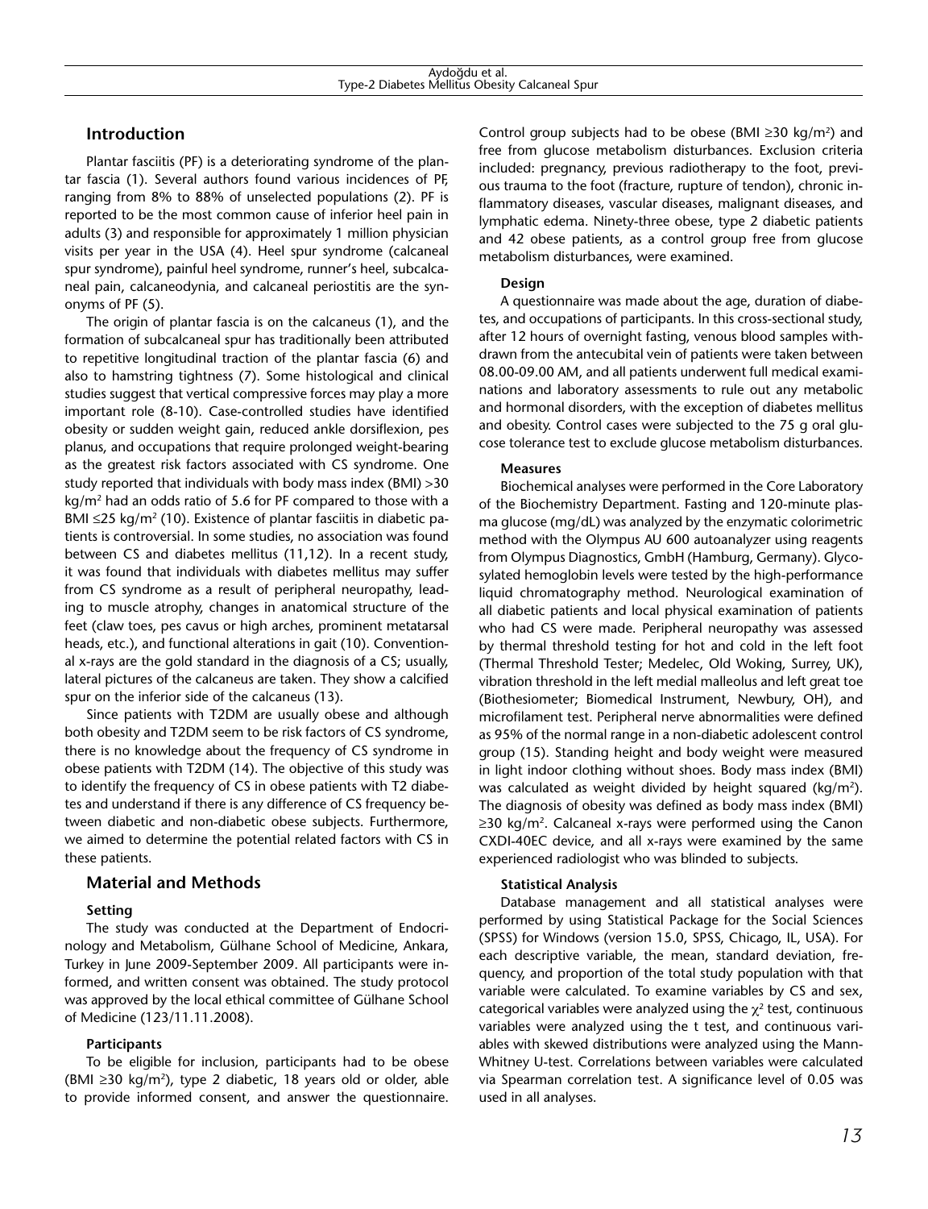## Introduction

Plantar fasciitis (PF) is a deteriorating syndrome of the plantar fascia (1). Several authors found various incidences of PF, ranging from 8% to 88% of unselected populations (2). PF is reported to be the most common cause of inferior heel pain in adults (3) and responsible for approximately 1 million physician visits per year in the USA (4). Heel spur syndrome (calcaneal spur syndrome), painful heel syndrome, runner's heel, subcalcaneal pain, calcaneodynia, and calcaneal periostitis are the synonyms of PF (5).

The origin of plantar fascia is on the calcaneus (1), and the formation of subcalcaneal spur has traditionally been attributed to repetitive longitudinal traction of the plantar fascia (6) and also to hamstring tightness (7). Some histological and clinical studies suggest that vertical compressive forces may play a more important role (8-10). Case-controlled studies have identified obesity or sudden weight gain, reduced ankle dorsiflexion, pes planus, and occupations that require prolonged weight-bearing as the greatest risk factors associated with CS syndrome. One study reported that individuals with body mass index (BMI) >30 kg/m$^2$ had an odds ratio of 5.6 for PF compared to those with a BMI ≤25 kg/m$^2$ (10). Existence of plantar fasciitis in diabetic patients is controversial. In some studies, no association was found between CS and diabetes mellitus (11,12). In a recent study, it was found that individuals with diabetes mellitus may suffer from CS syndrome as a result of peripheral neuropathy, leading to muscle atrophy, changes in anatomical structure of the feet (claw toes, pes cavus or high arches, prominent metatarsal heads, etc.), and functional alterations in gait (10). Conventional x-rays are the gold standard in the diagnosis of a CS; usually, lateral pictures of the calcaneus are taken. They show a calcified spur on the inferior side of the calcaneus (13).

Since patients with T2DM are usually obese and although both obesity and T2DM seem to be risk factors of CS syndrome, there is no knowledge about the frequency of CS syndrome in obese patients with T2DM (14). The objective of this study was to identify the frequency of CS in obese patients with T2 diabetes and understand if there is any difference of CS frequency between diabetic and non-diabetic obese subjects. Furthermore, we aimed to determine the potential related factors with CS in these patients.

## Material and Methods

### Setting

The study was conducted at the Department of Endocrinology and Metabolism, Gülhane School of Medicine, Ankara, Turkey in June 2009-September 2009. All participants were informed, and written consent was obtained. The study protocol was approved by the local ethical committee of Gülhane School of Medicine (123/11.11.2008).

### Participants

To be eligible for inclusion, participants had to be obese (BMI ≥30 kg/m$^2$), type 2 diabetic, 18 years old or older, able to provide informed consent, and answer the questionnaire. Control group subjects had to be obese (BMI ≥30 kg/m$^2$) and free from glucose metabolism disturbances. Exclusion criteria included: pregnancy, previous radiotherapy to the foot, previous trauma to the foot (fracture, rupture of tendon), chronic inflammatory diseases, vascular diseases, malignant diseases, and lymphatic edema. Ninety-three obese, type 2 diabetic patients and 42 obese patients, as a control group free from glucose metabolism disturbances, were examined.

### Design

A questionnaire was made about the age, duration of diabetes, and occupations of participants. In this cross-sectional study, after 12 hours of overnight fasting, venous blood samples withdrawn from the antecubital vein of patients were taken between 08.00-09.00 AM, and all patients underwent full medical examinations and laboratory assessments to rule out any metabolic and hormonal disorders, with the exception of diabetes mellitus and obesity. Control cases were subjected to the 75 g oral glucose tolerance test to exclude glucose metabolism disturbances.

### Measures

Biochemical analyses were performed in the Core Laboratory of the Biochemistry Department. Fasting and 120-minute plasma glucose (mg/dL) was analyzed by the enzymatic colorimetric method with the Olympus AU 600 autoanalyzer using reagents from Olympus Diagnostics, GmbH (Hamburg, Germany). Glycosylated hemoglobin levels were tested by the high-performance liquid chromatography method. Neurological examination of all diabetic patients and local physical examination of patients who had CS were made. Peripheral neuropathy was assessed by thermal threshold testing for hot and cold in the left foot (Thermal Threshold Tester; Medelec, Old Woking, Surrey, UK), vibration threshold in the left medial malleolus and left great toe (Biothesiometer; Biomedical Instrument, Newbury, OH), and microfilament test. Peripheral nerve abnormalities were defined as 95% of the normal range in a non-diabetic adolescent control group (15). Standing height and body weight were measured in light indoor clothing without shoes. Body mass index (BMI) was calculated as weight divided by height squared (kg/m$^2$). The diagnosis of obesity was defined as body mass index (BMI) ≥30 kg/m$^2$. Calcaneal x-rays were performed using the Canon CXDI-40EC device, and all x-rays were examined by the same experienced radiologist who was blinded to subjects.

### Statistical Analysis

Database management and all statistical analyses were performed by using Statistical Package for the Social Sciences (SPSS) for Windows (version 15.0, SPSS, Chicago, IL, USA). For each descriptive variable, the mean, standard deviation, frequency, and proportion of the total study population with that variable were calculated. To examine variables by CS and sex, categorical variables were analyzed using the $\chi^2$ test, continuous variables were analyzed using the t test, and continuous variables with skewed distributions were analyzed using the Mann-Whitney U-test. Correlations between variables were calculated via Spearman correlation test. A significance level of 0.05 was used in all analyses.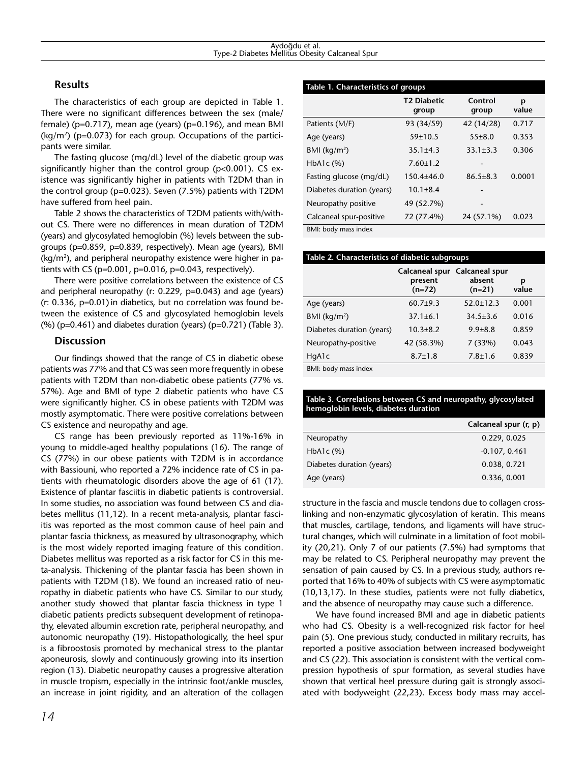## Results

The characteristics of each group are depicted in Table 1. There were no significant differences between the sex (male/female) ($p=0.717$), mean age (years) ($p=0.196$), and mean BMI ($kg/m^2$) ($p=0.073$) for each group. Occupations of the participants were similar.

The fasting glucose (mg/dL) level of the diabetic group was significantly higher than the control group ($p<0.001$). CS existence was significantly higher in patients with T2DM than in the control group ($p=0.023$). Seven (7.5%) patients with T2DM have suffered from heel pain.

Table 2 shows the characteristics of T2DM patients with/without CS. There were no differences in mean duration of T2DM (years) and glycosylated hemoglobin (%) levels between the subgroups ($p=0.859$, $p=0.839$, respectively). Mean age (years), BMI ($kg/m^2$), and peripheral neuropathy existence were higher in patients with CS ($p=0.001$, $p=0.016$, $p=0.043$, respectively).

There were positive correlations between the existence of CS and peripheral neuropathy (r: 0.229, $p=0.043$) and age (years) (r: 0.336, $p=0.01$) in diabetics, but no correlation was found between the existence of CS and glycosylated hemoglobin levels (%) ($p=0.461$) and diabetes duration (years) ($p=0.721$) (Table 3).

**Table 1. Characteristics of groups**

| | T2 Diabetic group | Control group | p value |
|---|---|---|---|
| Patients (M/F) | 93 (34/59) | 42 (14/28) | 0.717 |
| Age (years) | 59±10.5 | 55±8.0 | 0.353 |
| BMI ($kg/m^2$) | 35.1±4.3 | 33.1±3.3 | 0.306 |
| HbA1c (%) | 7.60±1.2 | - | |
| Fasting glucose (mg/dL) | 150.4±46.0 | 86.5±8.3 | 0.0001 |
| Diabetes duration (years) | 10.1±8.4 | - | |
| Neuropathy positive | 49 (52.7%) | - | |
| Calcaneal spur-positive | 72 (77.4%) | 24 (57.1%) | 0.023 |

BMI: body mass index

**Table 2. Characteristics of diabetic subgroups**

| | Calcaneal spur present (n=72) | Calcaneal spur absent (n=21) | p value |
|---|---|---|---|
| Age (years) | 60.7±9.3 | 52.0±12.3 | 0.001 |
| BMI ($kg/m^2$) | 37.1±6.1 | 34.5±3.6 | 0.016 |
| Diabetes duration (years) | 10.3±8.2 | 9.9±8.8 | 0.859 |
| Neuropathy-positive | 42 (58.3%) | 7 (33%) | 0.043 |
| HgA1c | 8.7±1.8 | 7.8±1.6 | 0.839 |

BMI: body mass index

**Table 3. Correlations between CS and neuropathy, glycosylated hemoglobin levels, diabetes duration**

| | Calcaneal spur (r, p) |
|---|---|
| Neuropathy | 0.229, 0.025 |
| HbA1c (%) | -0.107, 0.461 |
| Diabetes duration (years) | 0.038, 0.721 |
| Age (years) | 0.336, 0.001 |

## Discussion

Our findings showed that the range of CS in diabetic obese patients was 77% and that CS was seen more frequently in obese patients with T2DM than non-diabetic obese patients (77% vs. 57%). Age and BMI of type 2 diabetic patients who have CS were significantly higher. CS in obese patients with T2DM was mostly asymptomatic. There were positive correlations between CS existence and neuropathy and age.

CS range has been previously reported as 11%-16% in young to middle-aged healthy populations (16). The range of CS (77%) in our obese patients with T2DM is in accordance with Bassiouni, who reported a 72% incidence rate of CS in patients with rheumatologic disorders above the age of 61 (17). Existence of plantar fasciitis in diabetic patients is controversial. In some studies, no association was found between CS and diabetes mellitus (11,12). In a recent meta-analysis, plantar fasciitis was reported as the most common cause of heel pain and plantar fascia thickness, as measured by ultrasonography, which is the most widely reported imaging feature of this condition. Diabetes mellitus was reported as a risk factor for CS in this meta-analysis. Thickening of the plantar fascia has been shown in patients with T2DM (18). We found an increased ratio of neuropathy in diabetic patients who have CS. Similar to our study, another study showed that plantar fascia thickness in type 1 diabetic patients predicts subsequent development of retinopathy, elevated albumin excretion rate, peripheral neuropathy, and autonomic neuropathy (19). Histopathologically, the heel spur is a fibroostosis promoted by mechanical stress to the plantar aponeurosis, slowly and continuously growing into its insertion region (13). Diabetic neuropathy causes a progressive alteration in muscle tropism, especially in the intrinsic foot/ankle muscles, an increase in joint rigidity, and an alteration of the collagen structure in the fascia and muscle tendons due to collagen cross-linking and non-enzymatic glycosylation of keratin. This means that muscles, cartilage, tendons, and ligaments will have structural changes, which will culminate in a limitation of foot mobility (20,21). Only 7 of our patients (7.5%) had symptoms that may be related to CS. Peripheral neuropathy may prevent the sensation of pain caused by CS. In a previous study, authors reported that 16% to 40% of subjects with CS were asymptomatic (10,13,17). In these studies, patients were not fully diabetics, and the absence of neuropathy may cause such a difference.

We have found increased BMI and age in diabetic patients who had CS. Obesity is a well-recognized risk factor for heel pain (5). One previous study, conducted in military recruits, has reported a positive association between increased bodyweight and CS (22). This association is consistent with the vertical compression hypothesis of spur formation, as several studies have shown that vertical heel pressure during gait is strongly associated with bodyweight (22,23). Excess body mass may accel-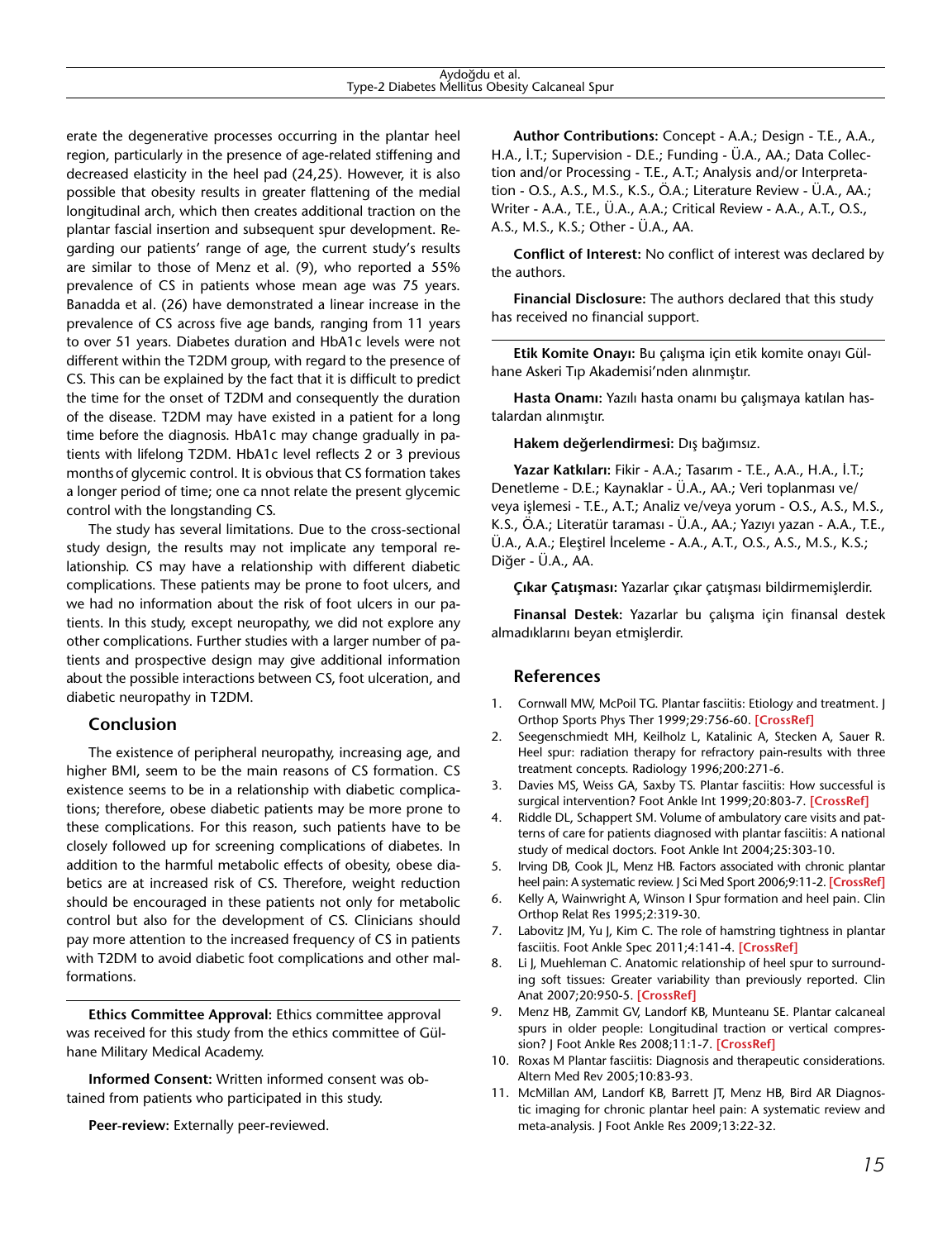erate the degenerative processes occurring in the plantar heel region, particularly in the presence of age-related stiffening and decreased elasticity in the heel pad (24,25). However, it is also possible that obesity results in greater flattening of the medial longitudinal arch, which then creates additional traction on the plantar fascial insertion and subsequent spur development. Regarding our patients' range of age, the current study's results are similar to those of Menz et al. (9), who reported a 55% prevalence of CS in patients whose mean age was 75 years. Banadda et al. (26) have demonstrated a linear increase in the prevalence of CS across five age bands, ranging from 11 years to over 51 years. Diabetes duration and HbA1c levels were not different within the T2DM group, with regard to the presence of CS. This can be explained by the fact that it is difficult to predict the time for the onset of T2DM and consequently the duration of the disease. T2DM may have existed in a patient for a long time before the diagnosis. HbA1c may change gradually in patients with lifelong T2DM. HbA1c level reflects 2 or 3 previous months of glycemic control. It is obvious that CS formation takes a longer period of time; one ca nnot relate the present glycemic control with the longstanding CS.

The study has several limitations. Due to the cross-sectional study design, the results may not implicate any temporal relationship. CS may have a relationship with different diabetic complications. These patients may be prone to foot ulcers, and we had no information about the risk of foot ulcers in our patients. In this study, except neuropathy, we did not explore any other complications. Further studies with a larger number of patients and prospective design may give additional information about the possible interactions between CS, foot ulceration, and diabetic neuropathy in T2DM.

## Conclusion

The existence of peripheral neuropathy, increasing age, and higher BMI, seem to be the main reasons of CS formation. CS existence seems to be in a relationship with diabetic complications; therefore, obese diabetic patients may be more prone to these complications. For this reason, such patients have to be closely followed up for screening complications of diabetes. In addition to the harmful metabolic effects of obesity, obese diabetics are at increased risk of CS. Therefore, weight reduction should be encouraged in these patients not only for metabolic control but also for the development of CS. Clinicians should pay more attention to the increased frequency of CS in patients with T2DM to avoid diabetic foot complications and other malformations.

**Ethics Committee Approval:** Ethics committee approval was received for this study from the ethics committee of Gülhane Military Medical Academy.

**Informed Consent:** Written informed consent was obtained from patients who participated in this study.

**Peer-review:** Externally peer-reviewed.

**Author Contributions:** Concept - A.A.; Design - T.E., A.A., H.A., İ.T.; Supervision - D.E.; Funding - Ü.A., AA.; Data Collection and/or Processing - T.E., A.T.; Analysis and/or Interpretation - O.S., A.S., M.S., K.S., Ö.A.; Literature Review - Ü.A., AA.; Writer - A.A., T.E., Ü.A., A.A.; Critical Review - A.A., A.T., O.S., A.S., M.S., K.S.; Other - Ü.A., AA.

**Conflict of Interest:** No conflict of interest was declared by the authors.

**Financial Disclosure:** The authors declared that this study has received no financial support.

**Etik Komite Onayı:** Bu çalışma için etik komite onayı Gülhane Askeri Tıp Akademisi'nden alınmıştır.

**Hasta Onamı:** Yazılı hasta onamı bu çalışmaya katılan hastalardan alınmıştır.

**Hakem değerlendirmesi:** Dış bağımsız.

**Yazar Katkıları:** Fikir - A.A.; Tasarım - T.E., A.A., H.A., İ.T.; Denetleme - D.E.; Kaynaklar - Ü.A., AA.; Veri toplanması ve/veya işlemesi - T.E., A.T.; Analiz ve/veya yorum - O.S., A.S., M.S., K.S., Ö.A.; Literatür taraması - Ü.A., AA.; Yazıyı yazan - A.A., T.E., Ü.A., A.A.; Eleştirel İnceleme - A.A., A.T., O.S., A.S., M.S., K.S.; Diğer - Ü.A., AA.

**Çıkar Çatışması:** Yazarlar çıkar çatışması bildirmemişlerdir.

**Finansal Destek:** Yazarlar bu çalışma için finansal destek almadıklarını beyan etmişlerdir.

## References

1. Cornwall MW, McPoil TG. Plantar fasciitis: Etiology and treatment. J Orthop Sports Phys Ther 1999;29:756-60. [CrossRef]
2. Seegenschmiedt MH, Keilholz L, Katalinic A, Stecken A, Sauer R. Heel spur: radiation therapy for refractory pain-results with three treatment concepts. Radiology 1996;200:271-6.
3. Davies MS, Weiss GA, Saxby TS. Plantar fasciitis: How successful is surgical intervention? Foot Ankle Int 1999;20:803-7. [CrossRef]
4. Riddle DL, Schappert SM. Volume of ambulatory care visits and patterns of care for patients diagnosed with plantar fasciitis: A national study of medical doctors. Foot Ankle Int 2004;25:303-10.
5. Irving DB, Cook JL, Menz HB. Factors associated with chronic plantar heel pain: A systematic review. J Sci Med Sport 2006;9:11-2. [CrossRef]
6. Kelly A, Wainwright A, Winson I Spur formation and heel pain. Clin Orthop Relat Res 1995;2:319-30.
7. Labovitz JM, Yu J, Kim C. The role of hamstring tightness in plantar fasciitis. Foot Ankle Spec 2011;4:141-4. [CrossRef]
8. Li J, Muehleman C. Anatomic relationship of heel spur to surrounding soft tissues: Greater variability than previously reported. Clin Anat 2007;20:950-5. [CrossRef]
9. Menz HB, Zammit GV, Landorf KB, Munteanu SE. Plantar calcaneal spurs in older people: Longitudinal traction or vertical compression? J Foot Ankle Res 2008;11:1-7. [CrossRef]
10. Roxas M Plantar fasciitis: Diagnosis and therapeutic considerations. Altern Med Rev 2005;10:83-93.
11. McMillan AM, Landorf KB, Barrett JT, Menz HB, Bird AR Diagnostic imaging for chronic plantar heel pain: A systematic review and meta-analysis. J Foot Ankle Res 2009;13:22-32.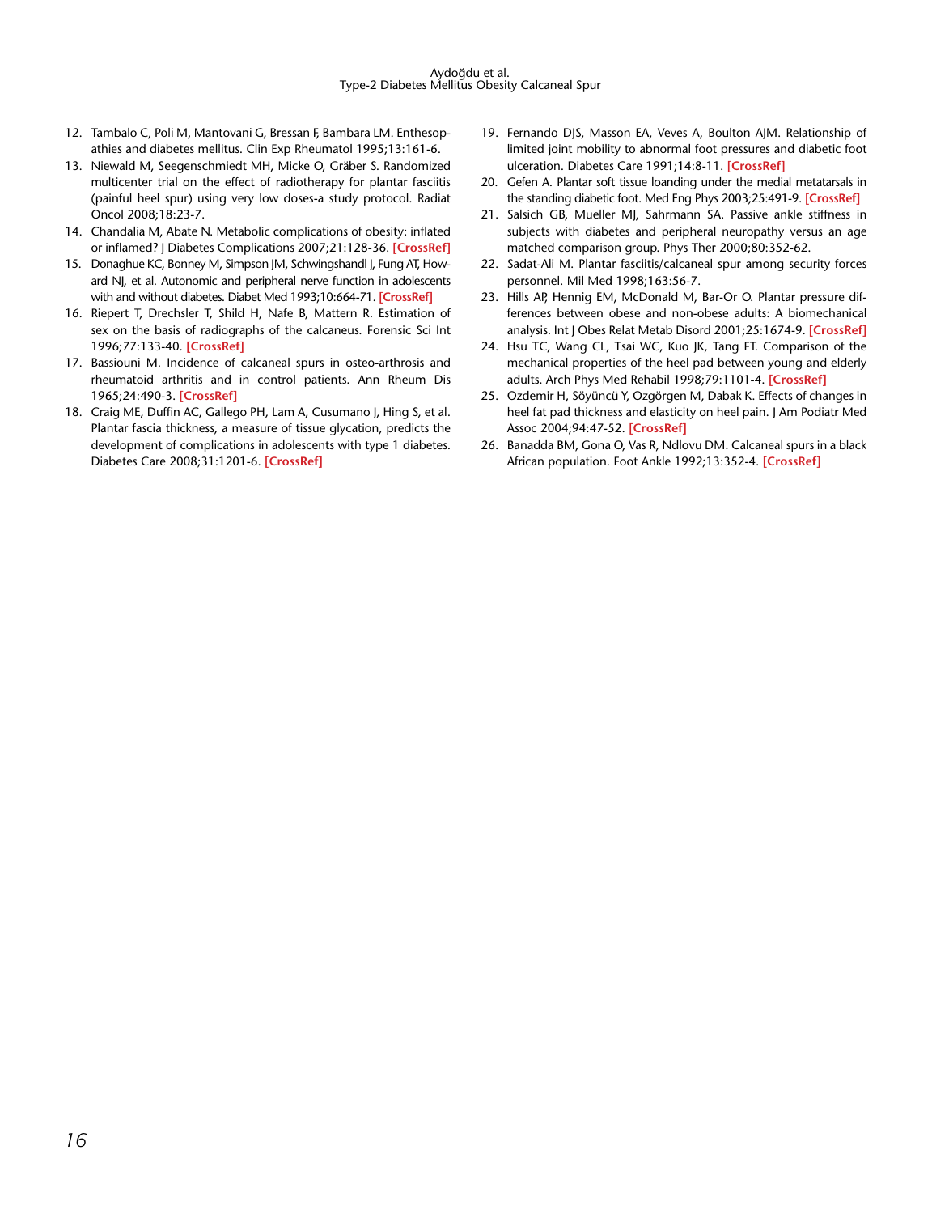12. Tambalo C, Poli M, Mantovani G, Bressan F, Bambara LM. Enthesopathies and diabetes mellitus. Clin Exp Rheumatol 1995;13:161-6.
13. Niewald M, Seegenschmiedt MH, Micke O, Gräber S. Randomized multicenter trial on the effect of radiotherapy for plantar fasciitis (painful heel spur) using very low doses-a study protocol. Radiat Oncol 2008;18:23-7.
14. Chandalia M, Abate N. Metabolic complications of obesity: inflated or inflamed? J Diabetes Complications 2007;21:128-36. [CrossRef]
15. Donaghue KC, Bonney M, Simpson JM, Schwingshandl J, Fung AT, Howard NJ, et al. Autonomic and peripheral nerve function in adolescents with and without diabetes. Diabet Med 1993;10:664-71. [CrossRef]
16. Riepert T, Drechsler T, Shild H, Nafe B, Mattern R. Estimation of sex on the basis of radiographs of the calcaneus. Forensic Sci Int 1996;77:133-40. [CrossRef]
17. Bassiouni M. Incidence of calcaneal spurs in osteo-arthrosis and rheumatoid arthritis and in control patients. Ann Rheum Dis 1965;24:490-3. [CrossRef]
18. Craig ME, Duffin AC, Gallego PH, Lam A, Cusumano J, Hing S, et al. Plantar fascia thickness, a measure of tissue glycation, predicts the development of complications in adolescents with type 1 diabetes. Diabetes Care 2008;31:1201-6. [CrossRef]
19. Fernando DJS, Masson EA, Veves A, Boulton AJM. Relationship of limited joint mobility to abnormal foot pressures and diabetic foot ulceration. Diabetes Care 1991;14:8-11. [CrossRef]
20. Gefen A. Plantar soft tissue loanding under the medial metatarsals in the standing diabetic foot. Med Eng Phys 2003;25:491-9. [CrossRef]
21. Salsich GB, Mueller MJ, Sahrmann SA. Passive ankle stiffness in subjects with diabetes and peripheral neuropathy versus an age matched comparison group. Phys Ther 2000;80:352-62.
22. Sadat-Ali M. Plantar fasciitis/calcaneal spur among security forces personnel. Mil Med 1998;163:56-7.
23. Hills AP, Hennig EM, McDonald M, Bar-Or O. Plantar pressure differences between obese and non-obese adults: A biomechanical analysis. Int J Obes Relat Metab Disord 2001;25:1674-9. [CrossRef]
24. Hsu TC, Wang CL, Tsai WC, Kuo JK, Tang FT. Comparison of the mechanical properties of the heel pad between young and elderly adults. Arch Phys Med Rehabil 1998;79:1101-4. [CrossRef]
25. Ozdemir H, Söyüncü Y, Ozgörgen M, Dabak K. Effects of changes in heel fat pad thickness and elasticity on heel pain. J Am Podiatr Med Assoc 2004;94:47-52. [CrossRef]
26. Banadda BM, Gona O, Vas R, Ndlovu DM. Calcaneal spurs in a black African population. Foot Ankle 1992;13:352-4. [CrossRef]